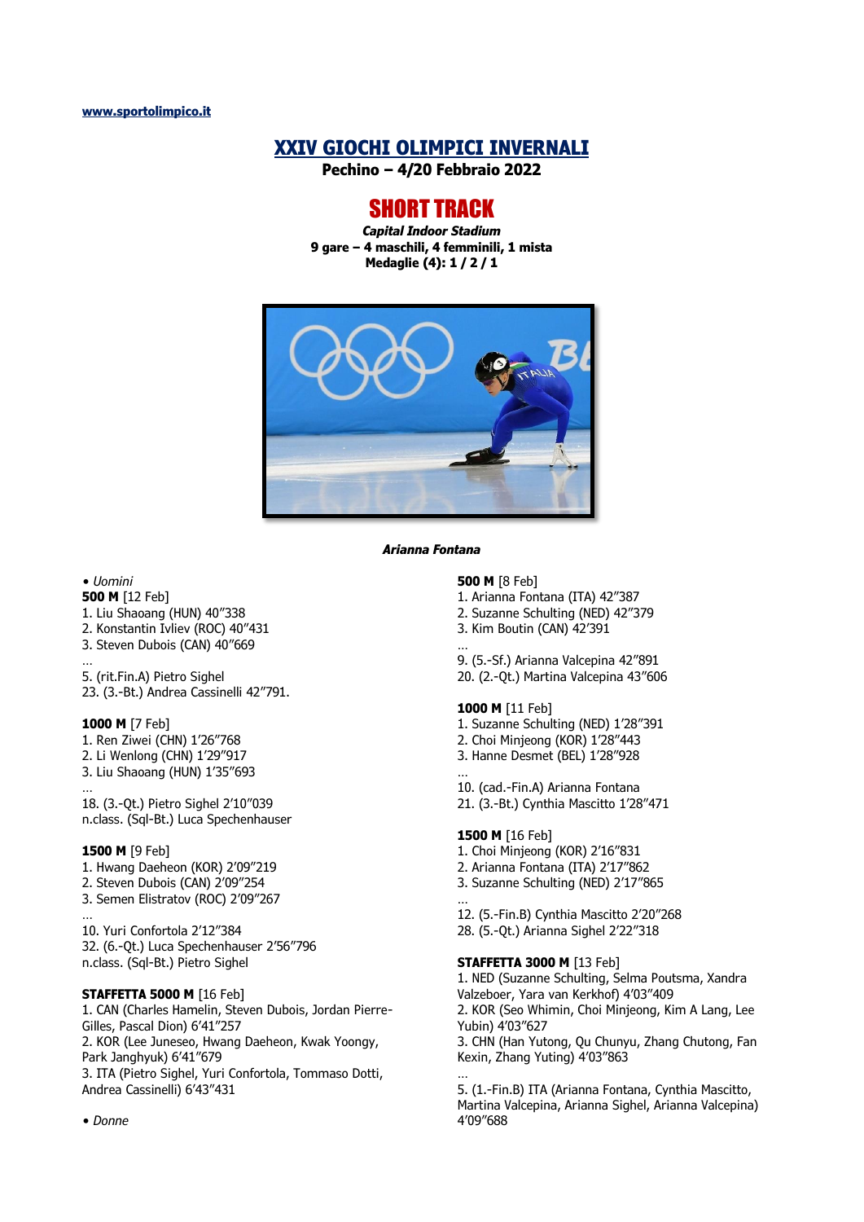www.sportolimpico.it

# XXIV GIOCHI OLIMPICI INVERNALI

**Pechino – 4/20 Febbraio 2022**

## SHORT TRACK

***Capital Indoor Stadium***
**9 gare – 4 maschili, 4 femminili, 1 mista**
**Medaglie (4): 1 / 2 / 1**

***Arianna Fontana***

• *Uomini*

**500 M** [12 Feb]
1. Liu Shaoang (HUN) 40"338
2. Konstantin Ivliev (ROC) 40"431
3. Steven Dubois (CAN) 40"669
…
5. (rit.Fin.A) Pietro Sighel
23. (3.-Bt.) Andrea Cassinelli 42"791.

**1000 M** [7 Feb]
1. Ren Ziwei (CHN) 1'26"768
2. Li Wenlong (CHN) 1'29"917
3. Liu Shaoang (HUN) 1'35"693
…
18. (3.-Qt.) Pietro Sighel 2'10"039
n.class. (Sql-Bt.) Luca Spechenhauser

**1500 M** [9 Feb]
1. Hwang Daeheon (KOR) 2'09"219
2. Steven Dubois (CAN) 2'09"254
3. Semen Elistratov (ROC) 2'09"267
…
10. Yuri Confortola 2'12"384
32. (6.-Qt.) Luca Spechenhauser 2'56"796
n.class. (Sql-Bt.) Pietro Sighel

**STAFFETTA 5000 M** [16 Feb]
1. CAN (Charles Hamelin, Steven Dubois, Jordan Pierre-Gilles, Pascal Dion) 6'41"257
2. KOR (Lee Juneseo, Hwang Daeheon, Kwak Yoongy, Park Janghyuk) 6'41"679
3. ITA (Pietro Sighel, Yuri Confortola, Tommaso Dotti, Andrea Cassinelli) 6'43"431

• *Donne*

**500 M** [8 Feb]
1. Arianna Fontana (ITA) 42"387
2. Suzanne Schulting (NED) 42"379
3. Kim Boutin (CAN) 42'391
…
9. (5.-Sf.) Arianna Valcepina 42"891
20. (2.-Qt.) Martina Valcepina 43"606

**1000 M** [11 Feb]
1. Suzanne Schulting (NED) 1'28"391
2. Choi Minjeong (KOR) 1'28"443
3. Hanne Desmet (BEL) 1'28"928
…
10. (cad.-Fin.A) Arianna Fontana
21. (3.-Bt.) Cynthia Mascitto 1'28"471

**1500 M** [16 Feb]
1. Choi Minjeong (KOR) 2'16"831
2. Arianna Fontana (ITA) 2'17"862
3. Suzanne Schulting (NED) 2'17"865
…
12. (5.-Fin.B) Cynthia Mascitto 2'20"268
28. (5.-Qt.) Arianna Sighel 2'22"318

**STAFFETTA 3000 M** [13 Feb]
1. NED (Suzanne Schulting, Selma Poutsma, Xandra Valzeboer, Yara van Kerkhof) 4'03"409
2. KOR (Seo Whimin, Choi Minjeong, Kim A Lang, Lee Yubin) 4'03"627
3. CHN (Han Yutong, Qu Chunyu, Zhang Chutong, Fan Kexin, Zhang Yuting) 4'03"863
…
5. (1.-Fin.B) ITA (Arianna Fontana, Cynthia Mascitto, Martina Valcepina, Arianna Sighel, Arianna Valcepina) 4'09"688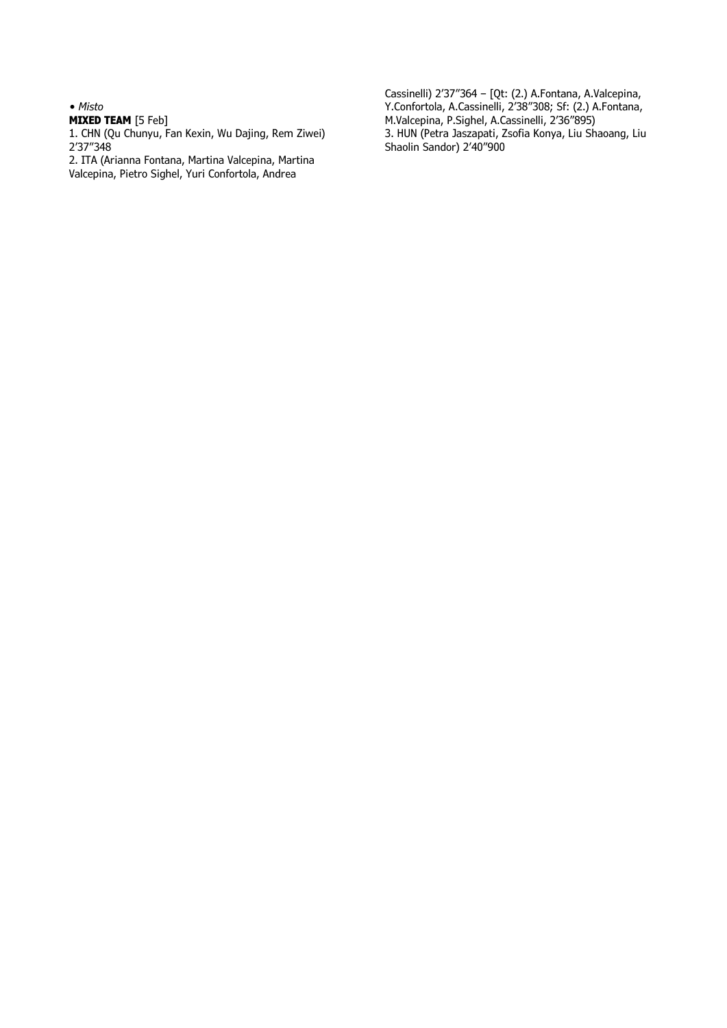• *Misto*

**MIXED TEAM** [5 Feb]

1. CHN (Qu Chunyu, Fan Kexin, Wu Dajing, Rem Ziwei) 2'37"348
2. ITA (Arianna Fontana, Martina Valcepina, Martina Valcepina, Pietro Sighel, Yuri Confortola, Andrea Cassinelli) 2'37"364 – [Qt: (2.) A.Fontana, A.Valcepina, Y.Confortola, A.Cassinelli, 2'38"308; Sf: (2.) A.Fontana, M.Valcepina, P.Sighel, A.Cassinelli, 2'36"895)
3. HUN (Petra Jaszapati, Zsofia Konya, Liu Shaoang, Liu Shaolin Sandor) 2'40"900